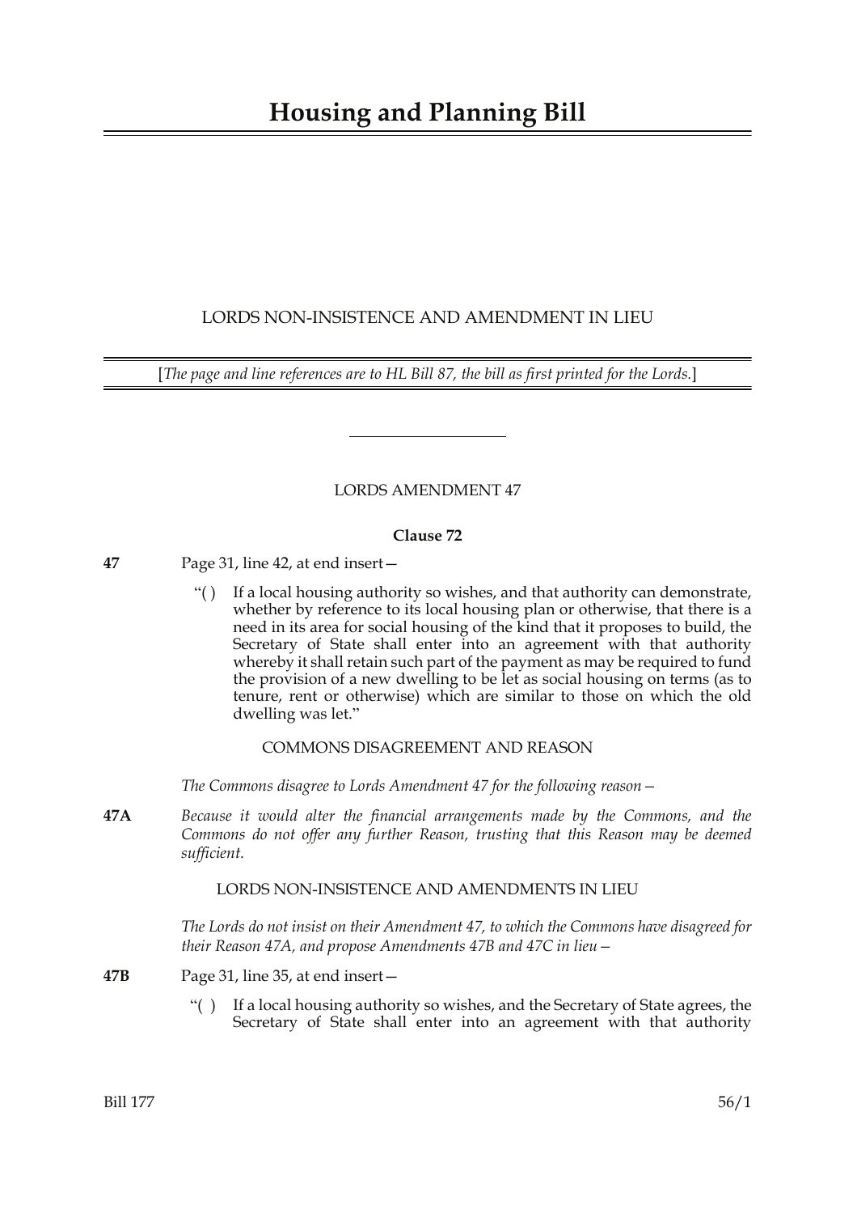# Housing and Planning Bill

LORDS NON-INSISTENCE AND AMENDMENT IN LIEU

[*The page and line references are to HL Bill 87, the bill as first printed for the Lords.*]

---

LORDS AMENDMENT 47

**Clause 72**

**47** Page 31, line 42, at end insert—

"( ) If a local housing authority so wishes, and that authority can demonstrate, whether by reference to its local housing plan or otherwise, that there is a need in its area for social housing of the kind that it proposes to build, the Secretary of State shall enter into an agreement with that authority whereby it shall retain such part of the payment as may be required to fund the provision of a new dwelling to be let as social housing on terms (as to tenure, rent or otherwise) which are similar to those on which the old dwelling was let."

COMMONS DISAGREEMENT AND REASON

*The Commons disagree to Lords Amendment 47 for the following reason—*

**47A** *Because it would alter the financial arrangements made by the Commons, and the Commons do not offer any further Reason, trusting that this Reason may be deemed sufficient.*

LORDS NON-INSISTENCE AND AMENDMENTS IN LIEU

*The Lords do not insist on their Amendment 47, to which the Commons have disagreed for their Reason 47A, and propose Amendments 47B and 47C in lieu—*

**47B** Page 31, line 35, at end insert—

"( ) If a local housing authority so wishes, and the Secretary of State agrees, the Secretary of State shall enter into an agreement with that authority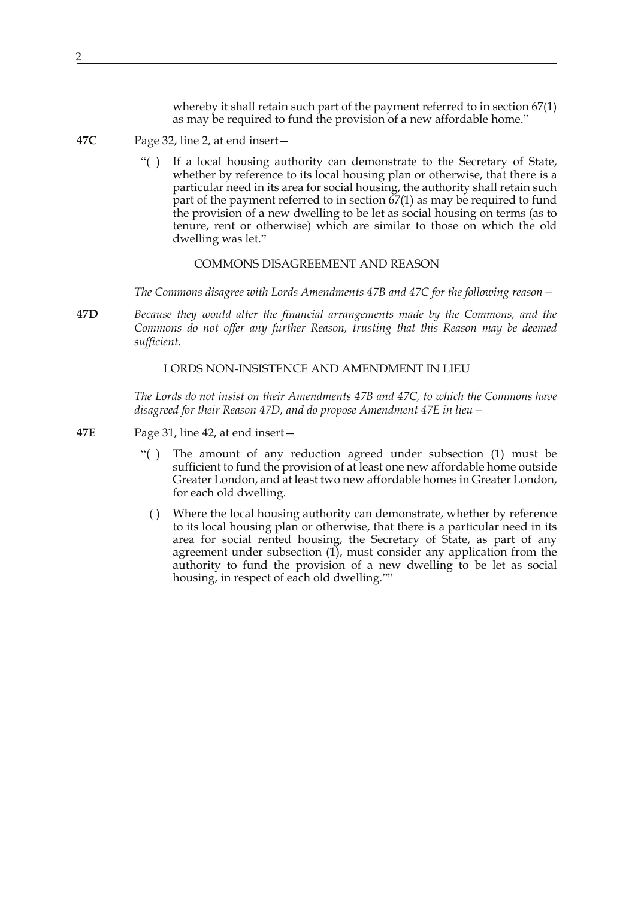whereby it shall retain such part of the payment referred to in section 67(1) as may be required to fund the provision of a new affordable home."

**47C** Page 32, line 2, at end insert—

"( ) If a local housing authority can demonstrate to the Secretary of State, whether by reference to its local housing plan or otherwise, that there is a particular need in its area for social housing, the authority shall retain such part of the payment referred to in section 67(1) as may be required to fund the provision of a new dwelling to be let as social housing on terms (as to tenure, rent or otherwise) which are similar to those on which the old dwelling was let."

COMMONS DISAGREEMENT AND REASON

*The Commons disagree with Lords Amendments 47B and 47C for the following reason—*

**47D** *Because they would alter the financial arrangements made by the Commons, and the Commons do not offer any further Reason, trusting that this Reason may be deemed sufficient.*

LORDS NON-INSISTENCE AND AMENDMENT IN LIEU

*The Lords do not insist on their Amendments 47B and 47C, to which the Commons have disagreed for their Reason 47D, and do propose Amendment 47E in lieu—*

**47E** Page 31, line 42, at end insert—

"( ) The amount of any reduction agreed under subsection (1) must be sufficient to fund the provision of at least one new affordable home outside Greater London, and at least two new affordable homes in Greater London, for each old dwelling.

( ) Where the local housing authority can demonstrate, whether by reference to its local housing plan or otherwise, that there is a particular need in its area for social rented housing, the Secretary of State, as part of any agreement under subsection (1), must consider any application from the authority to fund the provision of a new dwelling to be let as social housing, in respect of each old dwelling.""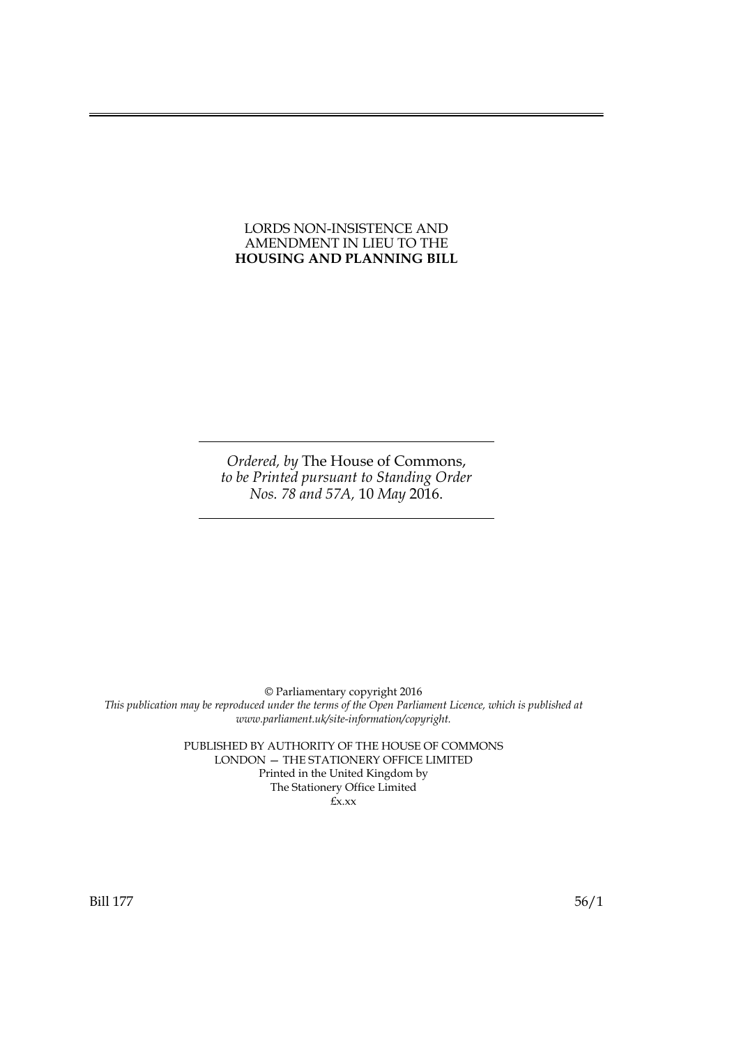LORDS NON-INSISTENCE AND AMENDMENT IN LIEU TO THE **HOUSING AND PLANNING BILL**

---

*Ordered, by* The House of Commons, *to be Printed pursuant to Standing Order Nos. 78 and 57A,* 10 *May* 2016.

---

© Parliamentary copyright 2016
*This publication may be reproduced under the terms of the Open Parliament Licence, which is published at www.parliament.uk/site-information/copyright.*

PUBLISHED BY AUTHORITY OF THE HOUSE OF COMMONS
LONDON — THE STATIONERY OFFICE LIMITED
Printed in the United Kingdom by
The Stationery Office Limited
£x.xx

Bill 177 56/1